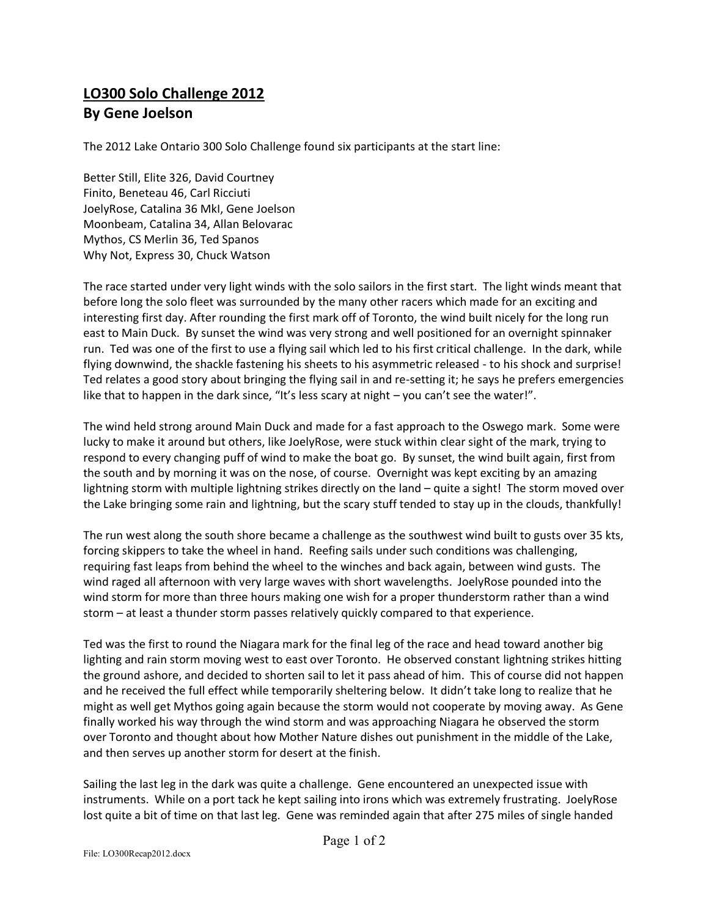## LO300 Solo Challenge 2012
## By Gene Joelson

The 2012 Lake Ontario 300 Solo Challenge found six participants at the start line:

Better Still, Elite 326, David Courtney
Finito, Beneteau 46, Carl Ricciuti
JoelyRose, Catalina 36 MkI, Gene Joelson
Moonbeam, Catalina 34, Allan Belovarac
Mythos, CS Merlin 36, Ted Spanos
Why Not, Express 30, Chuck Watson

The race started under very light winds with the solo sailors in the first start. The light winds meant that before long the solo fleet was surrounded by the many other racers which made for an exciting and interesting first day. After rounding the first mark off of Toronto, the wind built nicely for the long run east to Main Duck. By sunset the wind was very strong and well positioned for an overnight spinnaker run. Ted was one of the first to use a flying sail which led to his first critical challenge. In the dark, while flying downwind, the shackle fastening his sheets to his asymmetric released - to his shock and surprise! Ted relates a good story about bringing the flying sail in and re-setting it; he says he prefers emergencies like that to happen in the dark since, "It's less scary at night – you can't see the water!".

The wind held strong around Main Duck and made for a fast approach to the Oswego mark. Some were lucky to make it around but others, like JoelyRose, were stuck within clear sight of the mark, trying to respond to every changing puff of wind to make the boat go. By sunset, the wind built again, first from the south and by morning it was on the nose, of course. Overnight was kept exciting by an amazing lightning storm with multiple lightning strikes directly on the land – quite a sight! The storm moved over the Lake bringing some rain and lightning, but the scary stuff tended to stay up in the clouds, thankfully!

The run west along the south shore became a challenge as the southwest wind built to gusts over 35 kts, forcing skippers to take the wheel in hand. Reefing sails under such conditions was challenging, requiring fast leaps from behind the wheel to the winches and back again, between wind gusts. The wind raged all afternoon with very large waves with short wavelengths. JoelyRose pounded into the wind storm for more than three hours making one wish for a proper thunderstorm rather than a wind storm – at least a thunder storm passes relatively quickly compared to that experience.

Ted was the first to round the Niagara mark for the final leg of the race and head toward another big lighting and rain storm moving west to east over Toronto. He observed constant lightning strikes hitting the ground ashore, and decided to shorten sail to let it pass ahead of him. This of course did not happen and he received the full effect while temporarily sheltering below. It didn't take long to realize that he might as well get Mythos going again because the storm would not cooperate by moving away. As Gene finally worked his way through the wind storm and was approaching Niagara he observed the storm over Toronto and thought about how Mother Nature dishes out punishment in the middle of the Lake, and then serves up another storm for desert at the finish.

Sailing the last leg in the dark was quite a challenge. Gene encountered an unexpected issue with instruments. While on a port tack he kept sailing into irons which was extremely frustrating. JoelyRose lost quite a bit of time on that last leg. Gene was reminded again that after 275 miles of single handed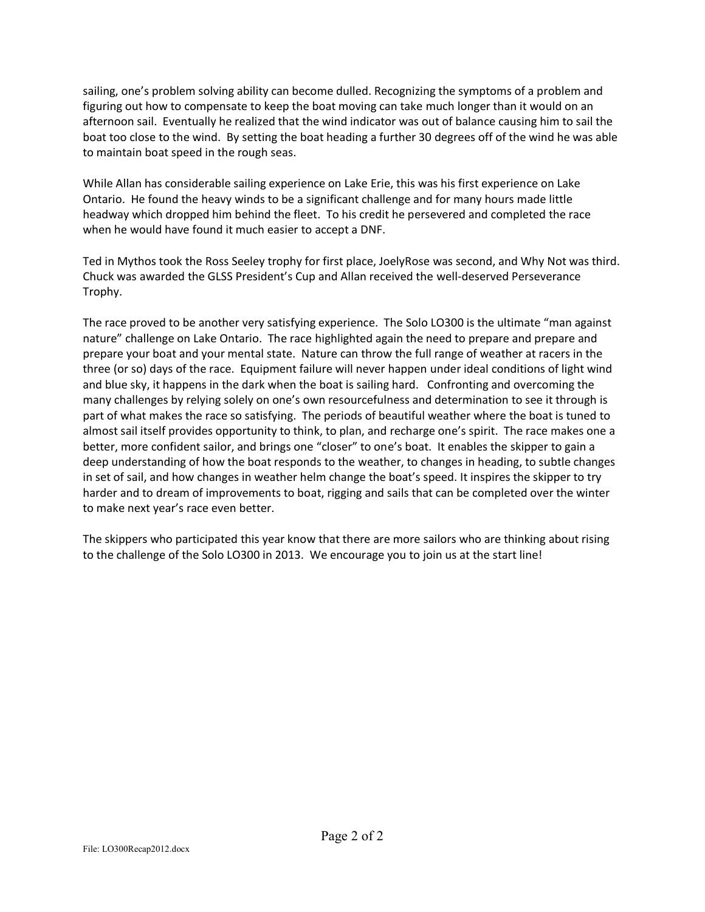sailing, one's problem solving ability can become dulled. Recognizing the symptoms of a problem and figuring out how to compensate to keep the boat moving can take much longer than it would on an afternoon sail. Eventually he realized that the wind indicator was out of balance causing him to sail the boat too close to the wind. By setting the boat heading a further 30 degrees off of the wind he was able to maintain boat speed in the rough seas.

While Allan has considerable sailing experience on Lake Erie, this was his first experience on Lake Ontario. He found the heavy winds to be a significant challenge and for many hours made little headway which dropped him behind the fleet. To his credit he persevered and completed the race when he would have found it much easier to accept a DNF.

Ted in Mythos took the Ross Seeley trophy for first place, JoelyRose was second, and Why Not was third. Chuck was awarded the GLSS President's Cup and Allan received the well-deserved Perseverance Trophy.

The race proved to be another very satisfying experience. The Solo LO300 is the ultimate "man against nature" challenge on Lake Ontario. The race highlighted again the need to prepare and prepare and prepare your boat and your mental state. Nature can throw the full range of weather at racers in the three (or so) days of the race. Equipment failure will never happen under ideal conditions of light wind and blue sky, it happens in the dark when the boat is sailing hard. Confronting and overcoming the many challenges by relying solely on one's own resourcefulness and determination to see it through is part of what makes the race so satisfying. The periods of beautiful weather where the boat is tuned to almost sail itself provides opportunity to think, to plan, and recharge one's spirit. The race makes one a better, more confident sailor, and brings one "closer" to one's boat. It enables the skipper to gain a deep understanding of how the boat responds to the weather, to changes in heading, to subtle changes in set of sail, and how changes in weather helm change the boat's speed. It inspires the skipper to try harder and to dream of improvements to boat, rigging and sails that can be completed over the winter to make next year's race even better.

The skippers who participated this year know that there are more sailors who are thinking about rising to the challenge of the Solo LO300 in 2013. We encourage you to join us at the start line!

File: LO300Recap2012.docx